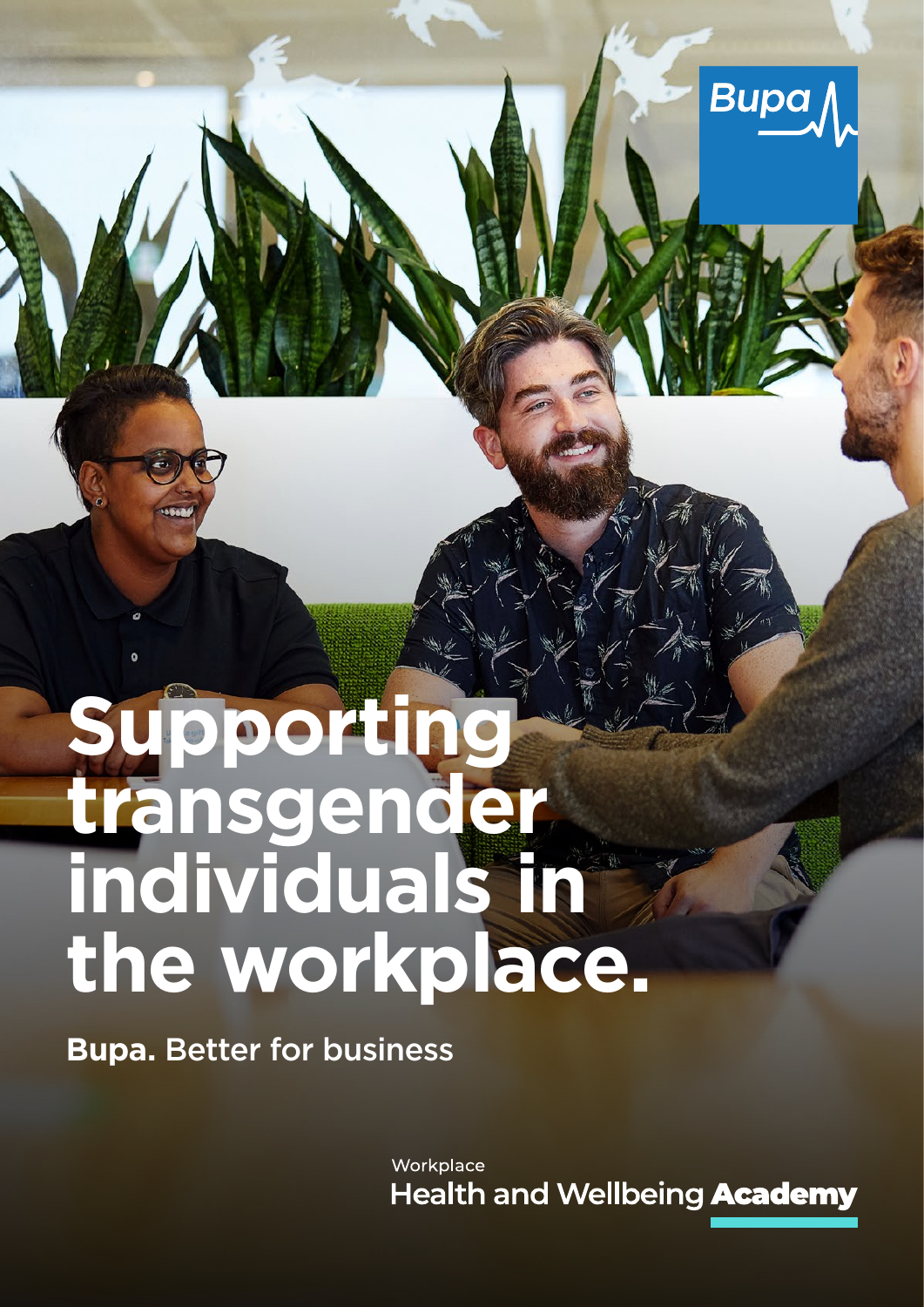Bupa

# Supporting transgender individuals in the workplace.

**Bupa.** Better for business

Workplace
Health and Wellbeing **Academy**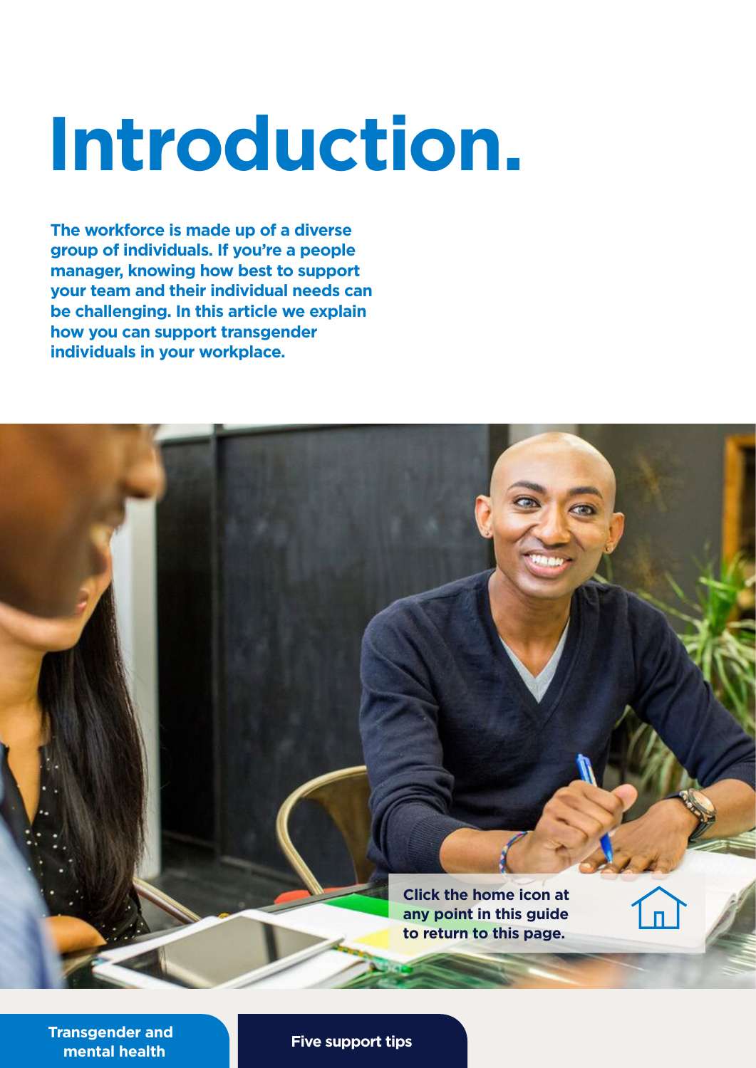# Introduction.

**The workforce is made up of a diverse group of individuals. If you're a people manager, knowing how best to support your team and their individual needs can be challenging. In this article we explain how you can support transgender individuals in your workplace.**

**Click the home icon at any point in this guide to return to this page.**

**Transgender and mental health**

**Five support tips**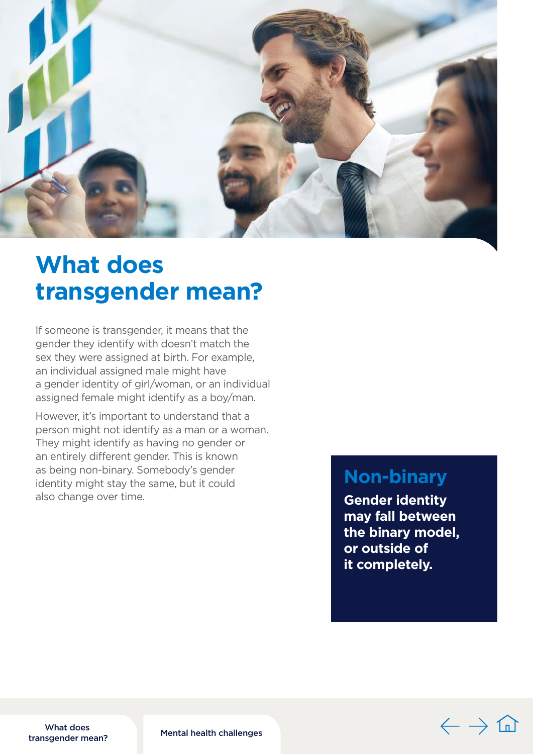# What does transgender mean?

If someone is transgender, it means that the gender they identify with doesn't match the sex they were assigned at birth. For example, an individual assigned male might have a gender identity of girl/woman, or an individual assigned female might identify as a boy/man.

However, it's important to understand that a person might not identify as a man or a woman. They might identify as having no gender or an entirely different gender. This is known as being non-binary. Somebody's gender identity might stay the same, but it could also change over time.

## Non-binary

**Gender identity may fall between the binary model, or outside of it completely.**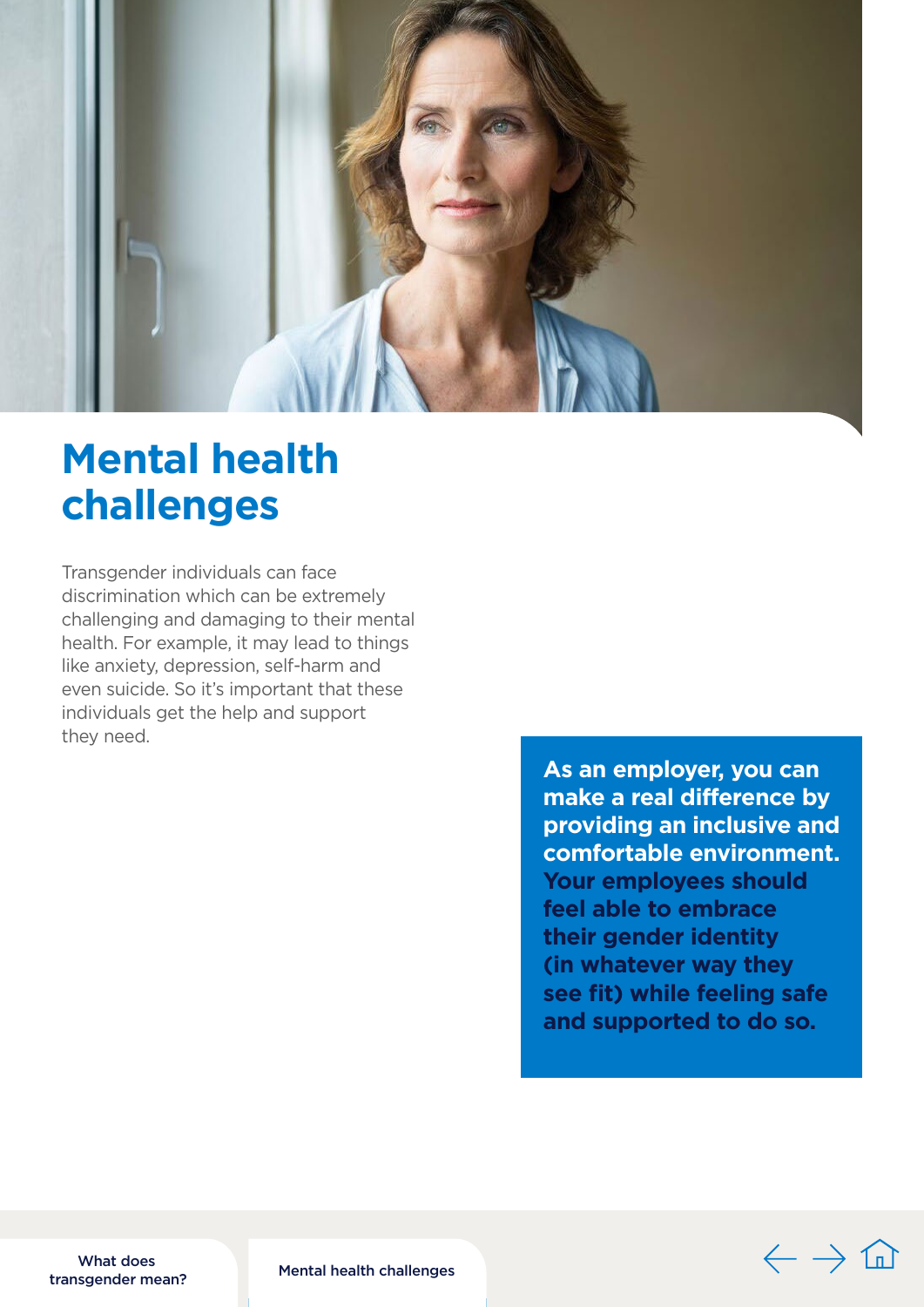# Mental health challenges

Transgender individuals can face discrimination which can be extremely challenging and damaging to their mental health. For example, it may lead to things like anxiety, depression, self-harm and even suicide. So it's important that these individuals get the help and support they need.

**As an employer, you can make a real difference by providing an inclusive and comfortable environment. Your employees should feel able to embrace their gender identity (in whatever way they see fit) while feeling safe and supported to do so.**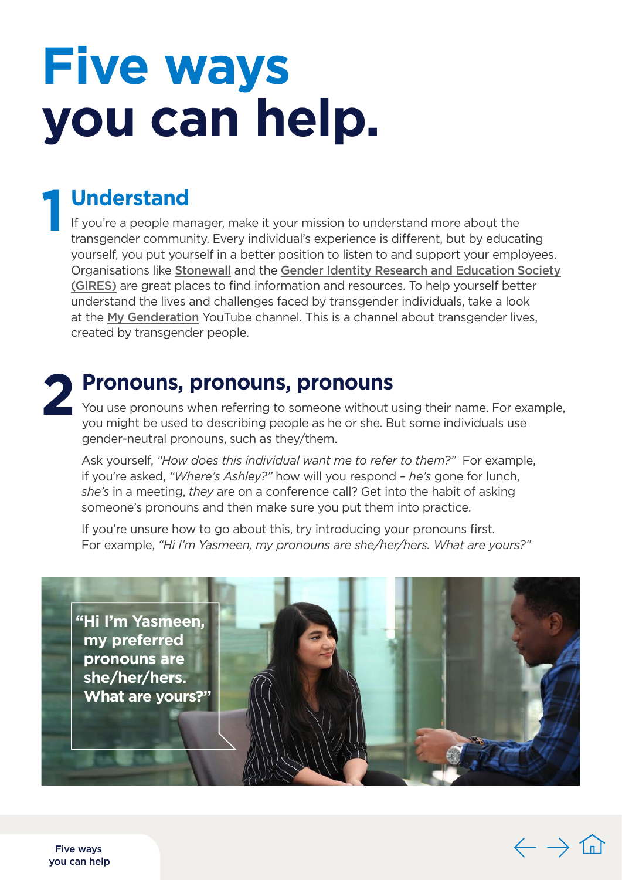# Five ways you can help.

## 1 Understand

If you're a people manager, make it your mission to understand more about the transgender community. Every individual's experience is different, but by educating yourself, you put yourself in a better position to listen to and support your employees. Organisations like Stonewall and the Gender Identity Research and Education Society (GIRES) are great places to find information and resources. To help yourself better understand the lives and challenges faced by transgender individuals, take a look at the My Genderation YouTube channel. This is a channel about transgender lives, created by transgender people.

## 2 Pronouns, pronouns, pronouns

You use pronouns when referring to someone without using their name. For example, you might be used to describing people as he or she. But some individuals use gender-neutral pronouns, such as they/them.

Ask yourself, *"How does this individual want me to refer to them?"* For example, if you're asked, *"Where's Ashley?"* how will you respond – *he's* gone for lunch, *she's* in a meeting, *they* are on a conference call? Get into the habit of asking someone's pronouns and then make sure you put them into practice.

If you're unsure how to go about this, try introducing your pronouns first. For example, *"Hi I'm Yasmeen, my pronouns are she/her/hers. What are yours?"*

**"Hi I'm Yasmeen, my preferred pronouns are she/her/hers. What are yours?"**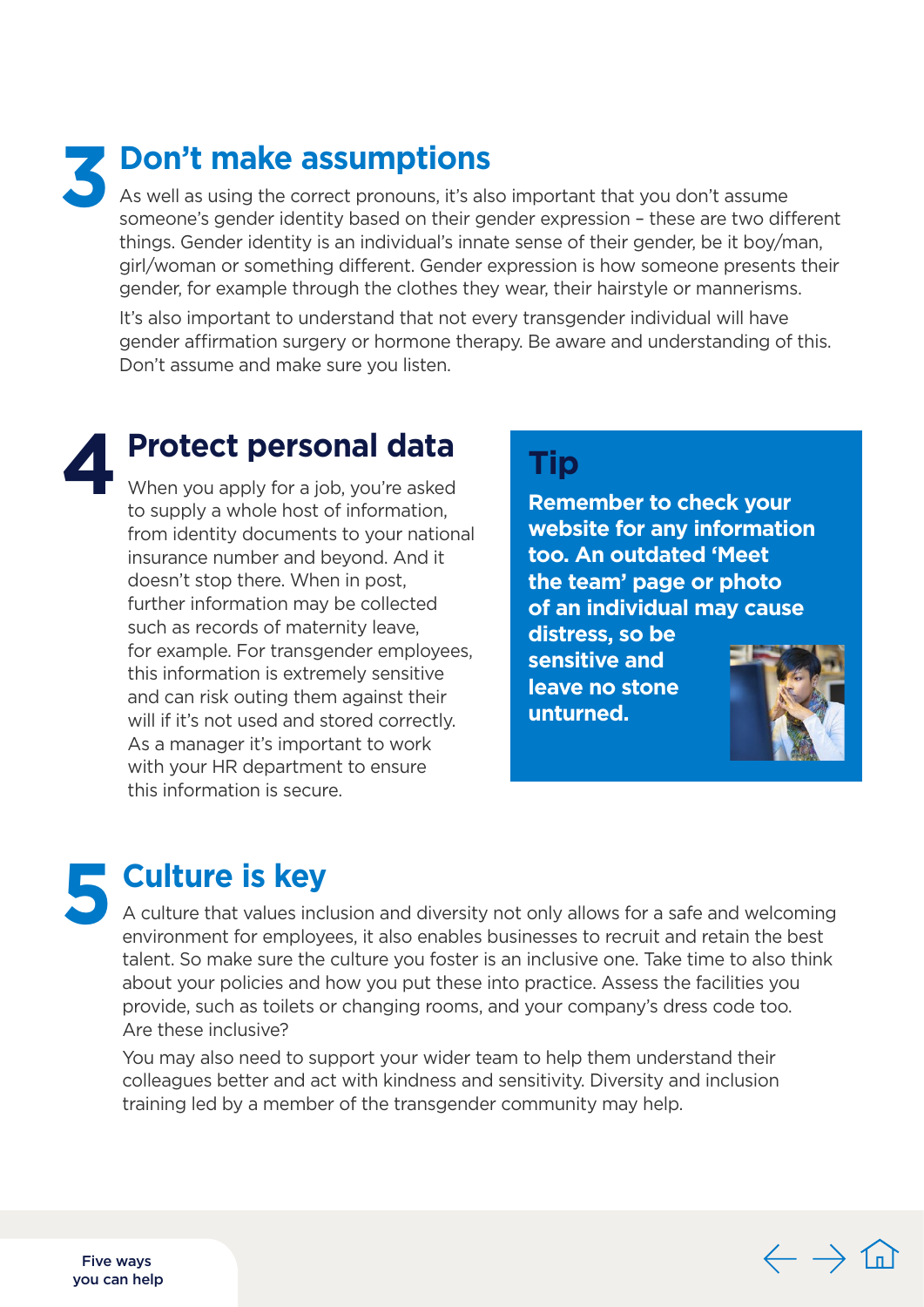## 3 Don't make assumptions

As well as using the correct pronouns, it's also important that you don't assume someone's gender identity based on their gender expression – these are two different things. Gender identity is an individual's innate sense of their gender, be it boy/man, girl/woman or something different. Gender expression is how someone presents their gender, for example through the clothes they wear, their hairstyle or mannerisms.

It's also important to understand that not every transgender individual will have gender affirmation surgery or hormone therapy. Be aware and understanding of this. Don't assume and make sure you listen.

## 4 Protect personal data

When you apply for a job, you're asked to supply a whole host of information, from identity documents to your national insurance number and beyond. And it doesn't stop there. When in post, further information may be collected such as records of maternity leave, for example. For transgender employees, this information is extremely sensitive and can risk outing them against their will if it's not used and stored correctly. As a manager it's important to work with your HR department to ensure this information is secure.

### Tip

**Remember to check your website for any information too. An outdated 'Meet the team' page or photo of an individual may cause distress, so be sensitive and leave no stone unturned.**

## 5 Culture is key

A culture that values inclusion and diversity not only allows for a safe and welcoming environment for employees, it also enables businesses to recruit and retain the best talent. So make sure the culture you foster is an inclusive one. Take time to also think about your policies and how you put these into practice. Assess the facilities you provide, such as toilets or changing rooms, and your company's dress code too. Are these inclusive?

You may also need to support your wider team to help them understand their colleagues better and act with kindness and sensitivity. Diversity and inclusion training led by a member of the transgender community may help.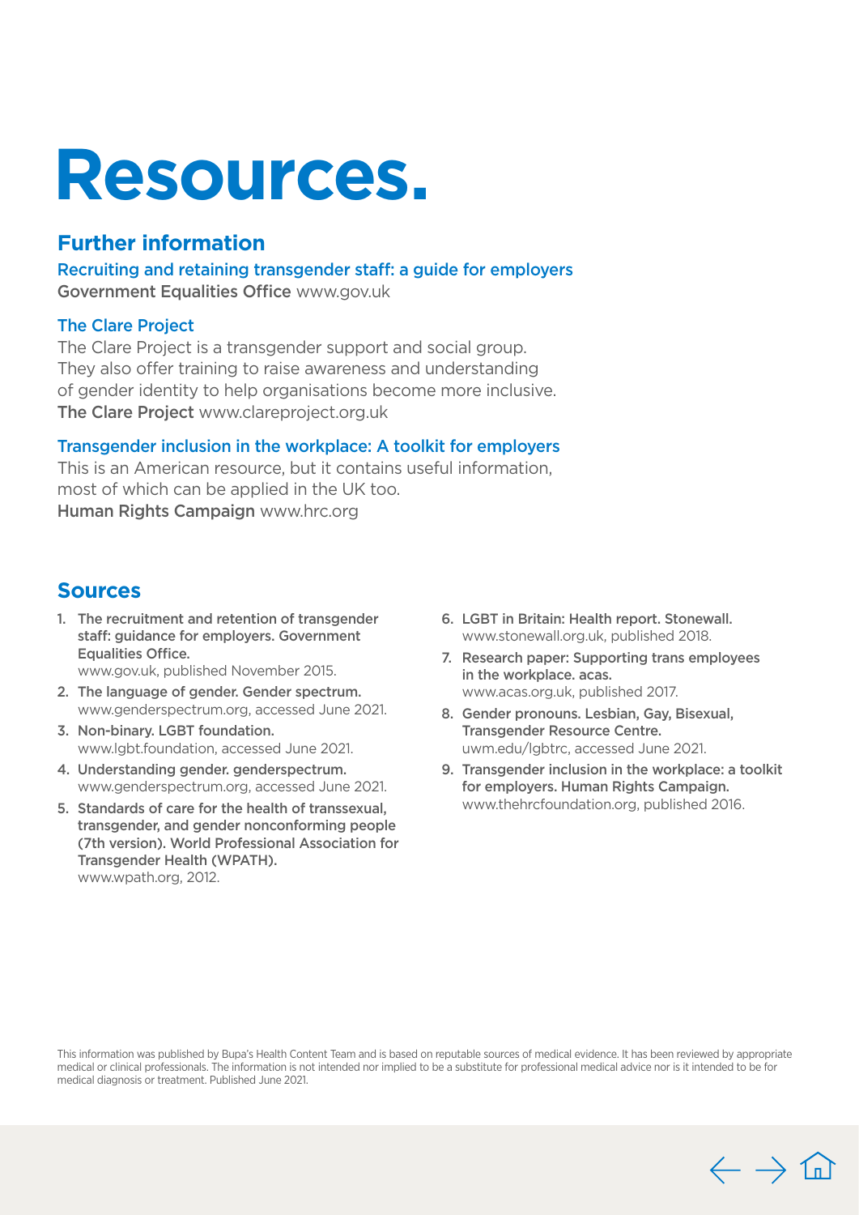# Resources.

## Further information

### Recruiting and retaining transgender staff: a guide for employers

**Government Equalities Office** www.gov.uk

### The Clare Project

The Clare Project is a transgender support and social group. They also offer training to raise awareness and understanding of gender identity to help organisations become more inclusive.
**The Clare Project** www.clareproject.org.uk

### Transgender inclusion in the workplace: A toolkit for employers

This is an American resource, but it contains useful information, most of which can be applied in the UK too.
**Human Rights Campaign** www.hrc.org

## Sources

1. **The recruitment and retention of transgender staff: guidance for employers. Government Equalities Office.** www.gov.uk, published November 2015.
2. **The language of gender. Gender spectrum.** www.genderspectrum.org, accessed June 2021.
3. **Non-binary. LGBT foundation.** www.lgbt.foundation, accessed June 2021.
4. **Understanding gender. genderspectrum.** www.genderspectrum.org, accessed June 2021.
5. **Standards of care for the health of transsexual, transgender, and gender nonconforming people (7th version). World Professional Association for Transgender Health (WPATH).** www.wpath.org, 2012.
6. **LGBT in Britain: Health report. Stonewall.** www.stonewall.org.uk, published 2018.
7. **Research paper: Supporting trans employees in the workplace. acas.** www.acas.org.uk, published 2017.
8. **Gender pronouns. Lesbian, Gay, Bisexual, Transgender Resource Centre.** uwm.edu/lgbtrc, accessed June 2021.
9. **Transgender inclusion in the workplace: a toolkit for employers. Human Rights Campaign.** www.thehrcfoundation.org, published 2016.

This information was published by Bupa's Health Content Team and is based on reputable sources of medical evidence. It has been reviewed by appropriate medical or clinical professionals. The information is not intended nor implied to be a substitute for professional medical advice nor is it intended to be for medical diagnosis or treatment. Published June 2021.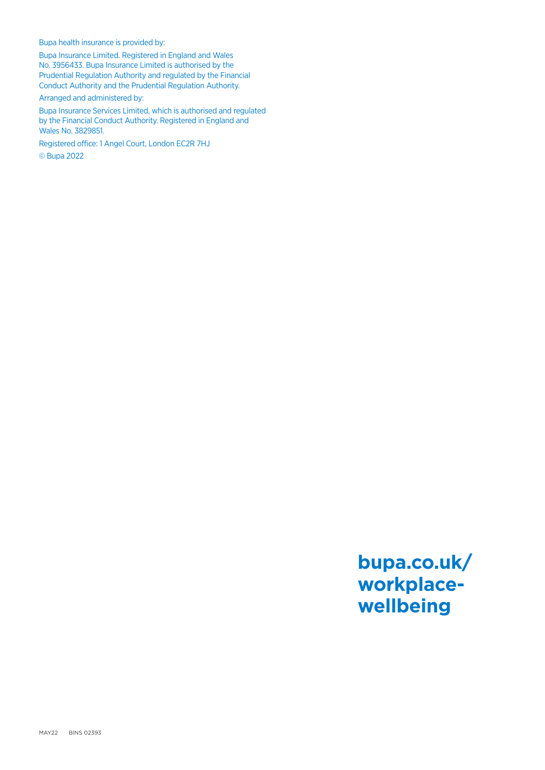Bupa health insurance is provided by:

Bupa Insurance Limited. Registered in England and Wales No. 3956433. Bupa Insurance Limited is authorised by the Prudential Regulation Authority and regulated by the Financial Conduct Authority and the Prudential Regulation Authority.

Arranged and administered by:

Bupa Insurance Services Limited, which is authorised and regulated by the Financial Conduct Authority. Registered in England and Wales No. 3829851.

Registered office: 1 Angel Court, London EC2R 7HJ

© Bupa 2022

**bupa.co.uk/workplace-wellbeing**

MAY22 BINS 02393